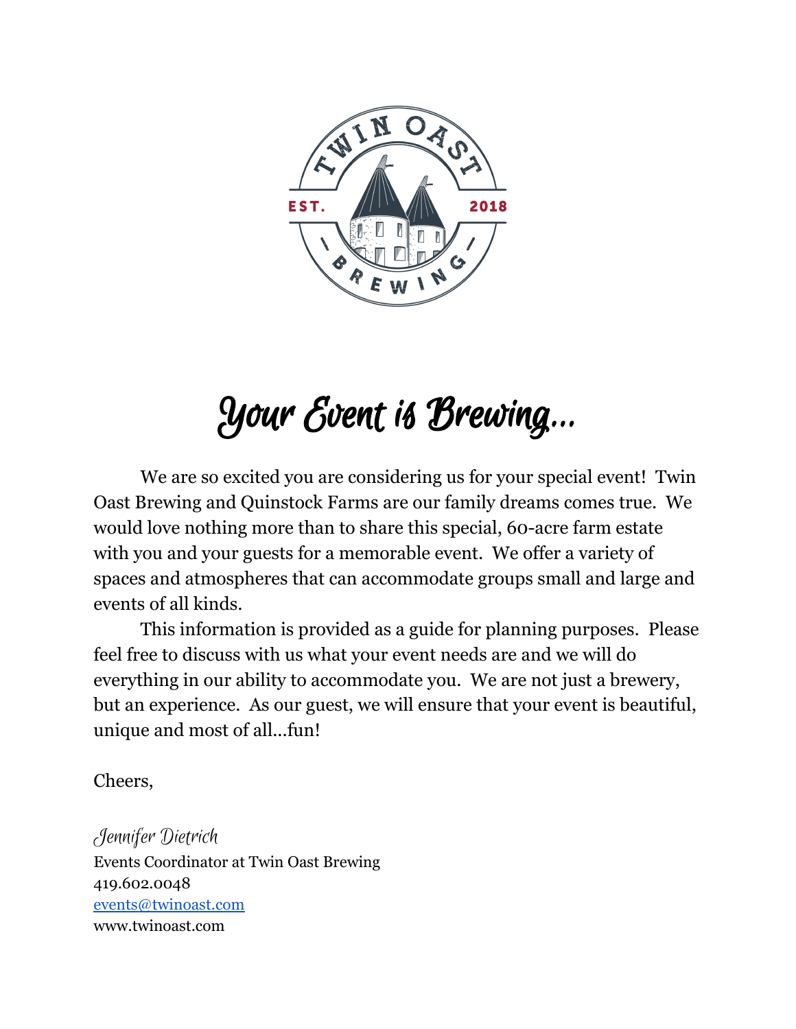# Your Event is Brewing...

We are so excited you are considering us for your special event! Twin Oast Brewing and Quinstock Farms are our family dreams comes true. We would love nothing more than to share this special, 60-acre farm estate with you and your guests for a memorable event. We offer a variety of spaces and atmospheres that can accommodate groups small and large and events of all kinds.

This information is provided as a guide for planning purposes. Please feel free to discuss with us what your event needs are and we will do everything in our ability to accommodate you. We are not just a brewery, but an experience. As our guest, we will ensure that your event is beautiful, unique and most of all...fun!

Cheers,

*Jennifer Dietrich*
Events Coordinator at Twin Oast Brewing
419.602.0048
[events@twinoast.com](mailto:events@twinoast.com)
www.twinoast.com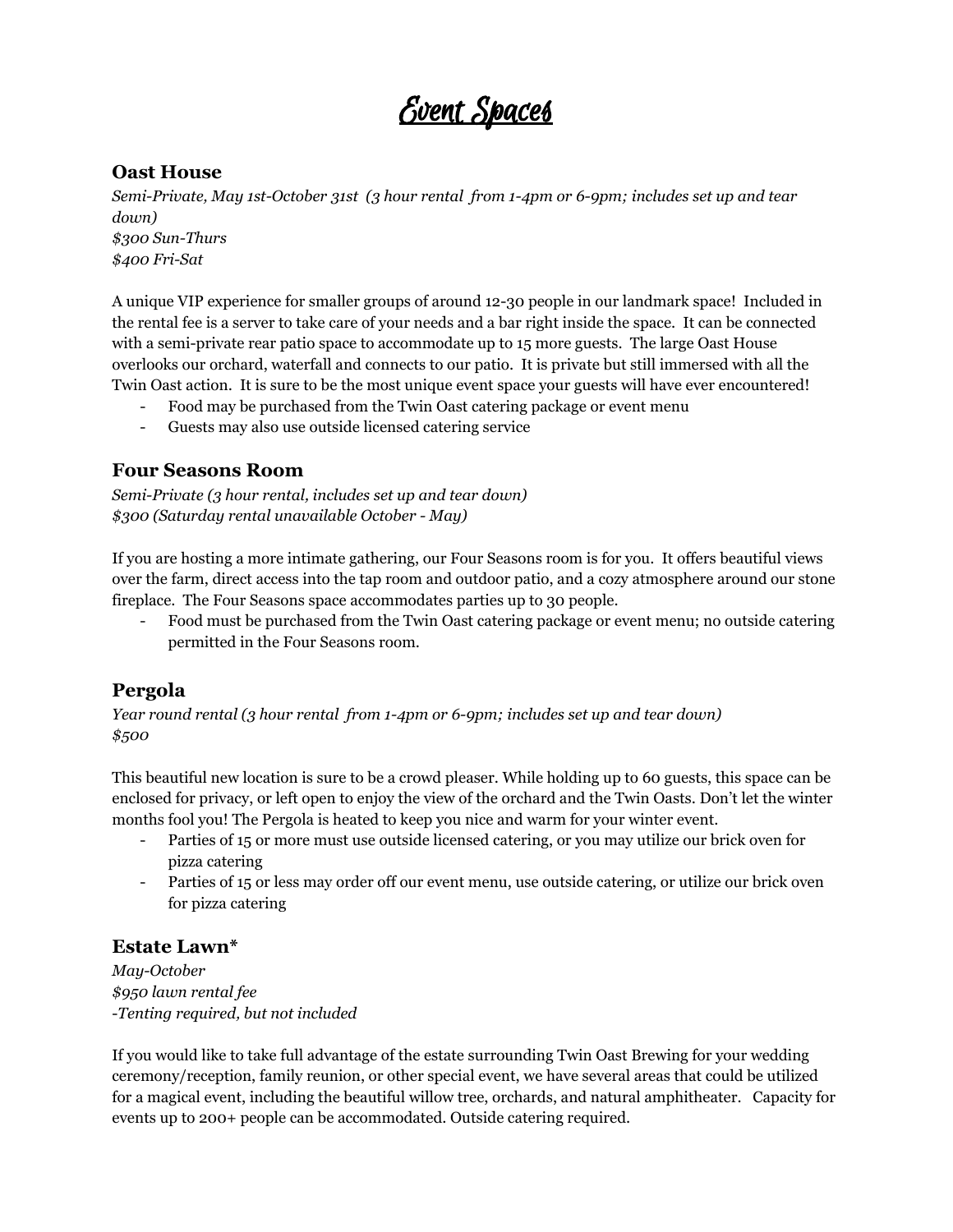# Event Spaces

## Oast House

*Semi-Private, May 1st-October 31st (3 hour rental from 1-4pm or 6-9pm; includes set up and tear down)*
*$300 Sun-Thurs*
*$400 Fri-Sat*

A unique VIP experience for smaller groups of around 12-30 people in our landmark space! Included in the rental fee is a server to take care of your needs and a bar right inside the space. It can be connected with a semi-private rear patio space to accommodate up to 15 more guests. The large Oast House overlooks our orchard, waterfall and connects to our patio. It is private but still immersed with all the Twin Oast action. It is sure to be the most unique event space your guests will have ever encountered!

- Food may be purchased from the Twin Oast catering package or event menu
- Guests may also use outside licensed catering service

## Four Seasons Room

*Semi-Private (3 hour rental, includes set up and tear down)*
*$300 (Saturday rental unavailable October - May)*

If you are hosting a more intimate gathering, our Four Seasons room is for you. It offers beautiful views over the farm, direct access into the tap room and outdoor patio, and a cozy atmosphere around our stone fireplace. The Four Seasons space accommodates parties up to 30 people.

- Food must be purchased from the Twin Oast catering package or event menu; no outside catering permitted in the Four Seasons room.

## Pergola

*Year round rental (3 hour rental from 1-4pm or 6-9pm; includes set up and tear down)*
*$500*

This beautiful new location is sure to be a crowd pleaser. While holding up to 60 guests, this space can be enclosed for privacy, or left open to enjoy the view of the orchard and the Twin Oasts. Don't let the winter months fool you! The Pergola is heated to keep you nice and warm for your winter event.

- Parties of 15 or more must use outside licensed catering, or you may utilize our brick oven for pizza catering
- Parties of 15 or less may order off our event menu, use outside catering, or utilize our brick oven for pizza catering

## Estate Lawn*

*May-October*
*$950 lawn rental fee*
*-Tenting required, but not included*

If you would like to take full advantage of the estate surrounding Twin Oast Brewing for your wedding ceremony/reception, family reunion, or other special event, we have several areas that could be utilized for a magical event, including the beautiful willow tree, orchards, and natural amphitheater. Capacity for events up to 200+ people can be accommodated. Outside catering required.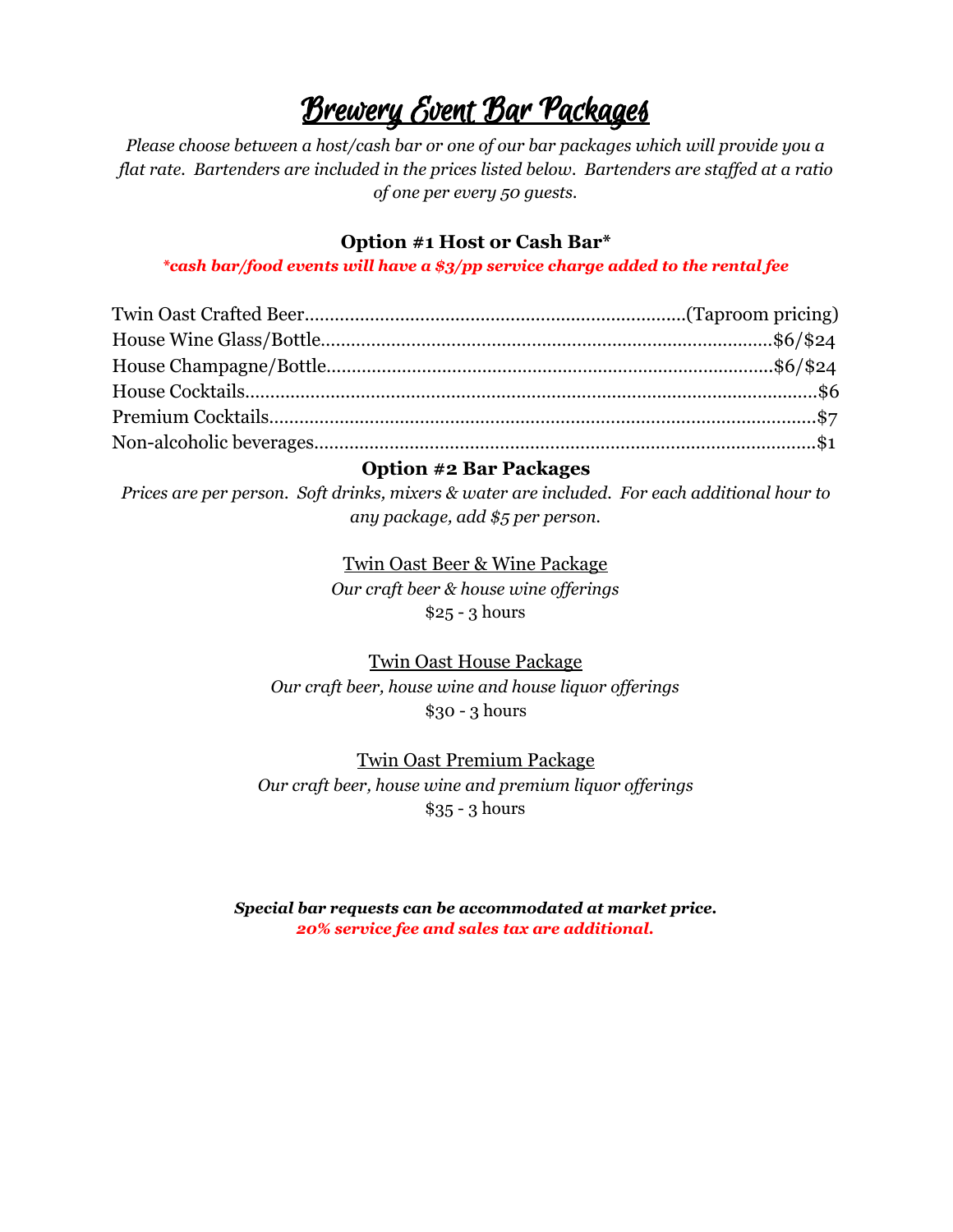# Brewery Event Bar Packages

*Please choose between a host/cash bar or one of our bar packages which will provide you a flat rate. Bartenders are included in the prices listed below. Bartenders are staffed at a ratio of one per every 50 guests.*

## Option #1 Host or Cash Bar*

***cash bar/food events will have a $3/pp service charge added to the rental fee***

| Item | Price |
|---|---|
| Twin Oast Crafted Beer | (Taproom pricing) |
| House Wine Glass/Bottle | $6/$24 |
| House Champagne/Bottle | $6/$24 |
| House Cocktails | $6 |
| Premium Cocktails | $7 |
| Non-alcoholic beverages | $1 |

## Option #2 Bar Packages

*Prices are per person. Soft drinks, mixers & water are included. For each additional hour to any package, add $5 per person.*

Twin Oast Beer & Wine Package

*Our craft beer & house wine offerings*

$25 - 3 hours

Twin Oast House Package

*Our craft beer, house wine and house liquor offerings*

$30 - 3 hours

Twin Oast Premium Package

*Our craft beer, house wine and premium liquor offerings*

$35 - 3 hours

***Special bar requests can be accommodated at market price.***

***20% service fee and sales tax are additional.***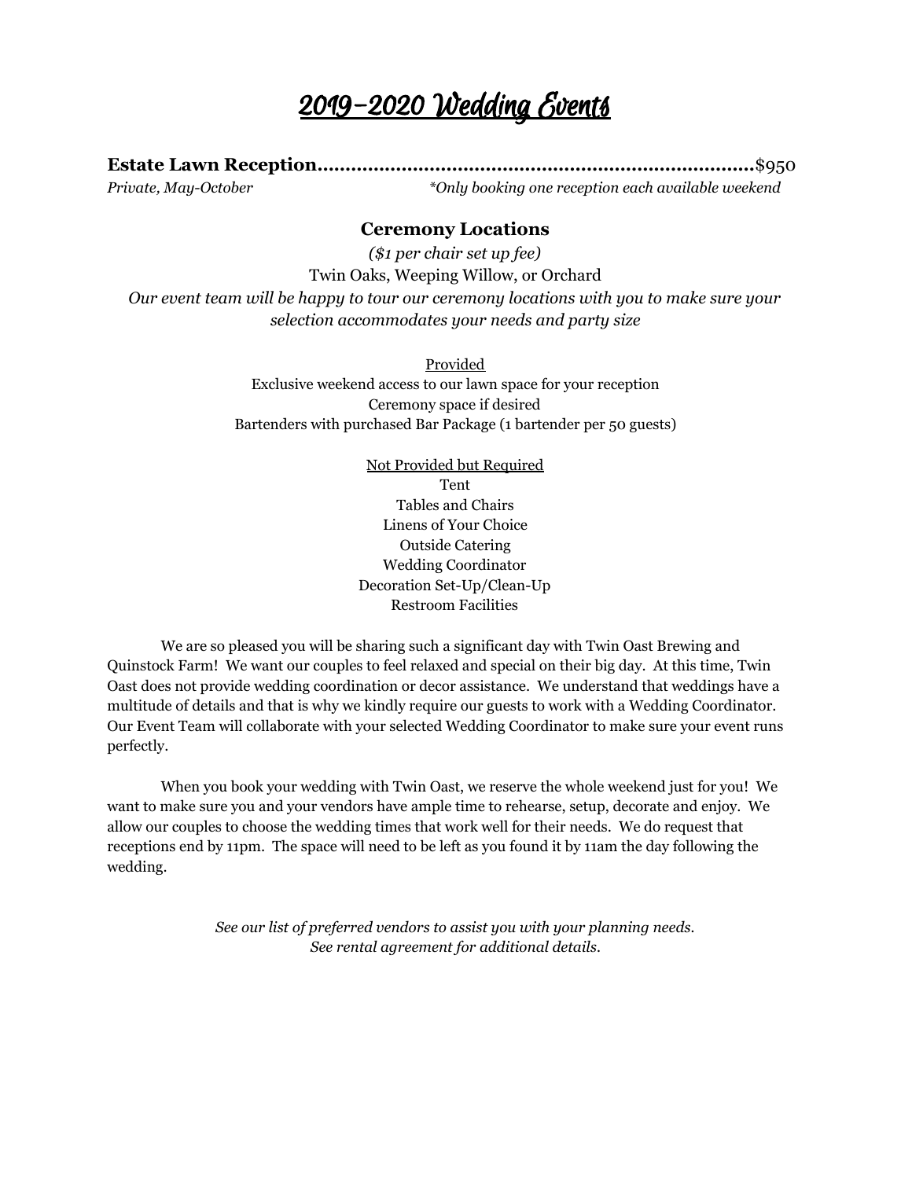# 2019-2020 Wedding Events

**Estate Lawn Reception..........................................................................**$950

*Private, May-October* *\*Only booking one reception each available weekend*

### Ceremony Locations

*($1 per chair set up fee)*

Twin Oaks, Weeping Willow, or Orchard

*Our event team will be happy to tour our ceremony locations with you to make sure your selection accommodates your needs and party size*

Provided

Exclusive weekend access to our lawn space for your reception
Ceremony space if desired
Bartenders with purchased Bar Package (1 bartender per 50 guests)

Not Provided but Required

Tent
Tables and Chairs
Linens of Your Choice
Outside Catering
Wedding Coordinator
Decoration Set-Up/Clean-Up
Restroom Facilities

We are so pleased you will be sharing such a significant day with Twin Oast Brewing and Quinstock Farm! We want our couples to feel relaxed and special on their big day. At this time, Twin Oast does not provide wedding coordination or decor assistance. We understand that weddings have a multitude of details and that is why we kindly require our guests to work with a Wedding Coordinator. Our Event Team will collaborate with your selected Wedding Coordinator to make sure your event runs perfectly.

When you book your wedding with Twin Oast, we reserve the whole weekend just for you! We want to make sure you and your vendors have ample time to rehearse, setup, decorate and enjoy. We allow our couples to choose the wedding times that work well for their needs. We do request that receptions end by 11pm. The space will need to be left as you found it by 11am the day following the wedding.

*See our list of preferred vendors to assist you with your planning needs.*
*See rental agreement for additional details.*